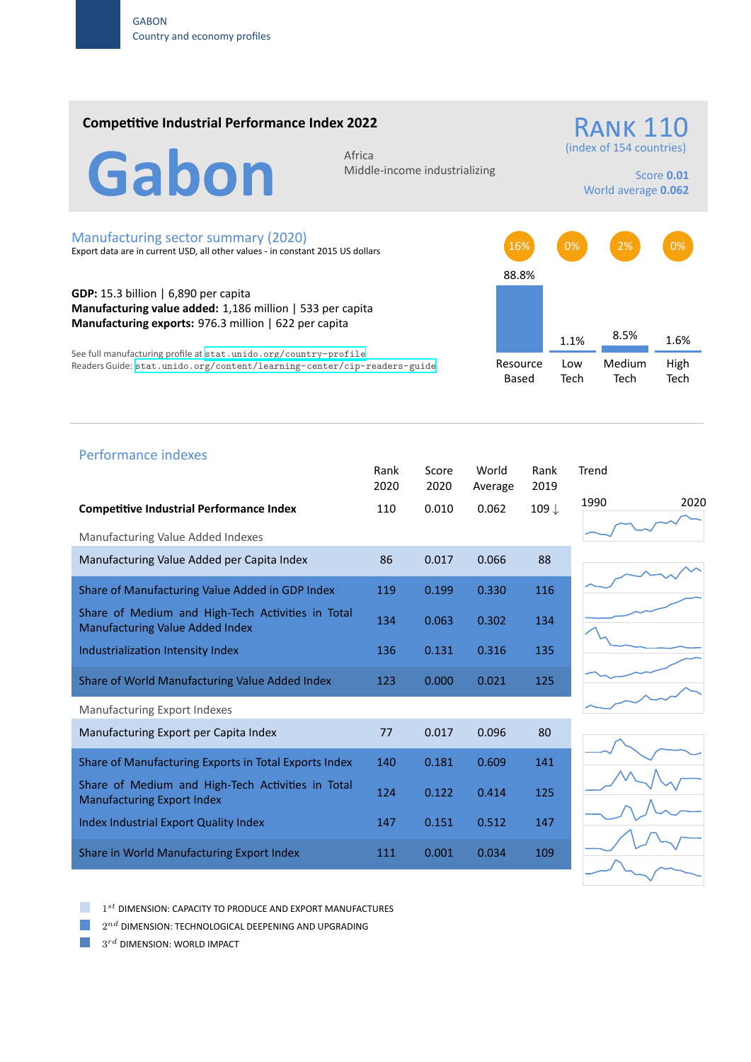GABON
Country and economy profiles

## Competitive Industrial Performance Index 2022

# Gabon

Africa
Middle-income industrializing

**RANK 110**
(index of 154 countries)

Score **0.01**
World average **0.062**

## Manufacturing sector summary (2020)

Export data are in current USD, all other values - in constant 2015 US dollars

**GDP:** 15.3 billion | 6,890 per capita
**Manufacturing value added:** 1,186 million | 533 per capita
**Manufacturing exports:** 976.3 million | 622 per capita

See full manufacturing profile at stat.unido.org/country-profile
Readers Guide: stat.unido.org/content/learning-center/cip-readers-guide

| | Resource Based | Low Tech | Medium Tech | High Tech |
|---|---|---|---|---|
| | 16% | 0% | 2% | 0% |
| | 88.8% | 1.1% | 8.5% | 1.6% |

## Performance indexes

| | Rank 2020 | Score 2020 | World Average | Rank 2019 | Trend (1990–2020) |
|---|---|---|---|---|---|
| **Competitive Industrial Performance Index** | 110 | 0.010 | 0.062 | 109 ↓ | |
| *Manufacturing Value Added Indexes* | | | | | |
| Manufacturing Value Added per Capita Index | 86 | 0.017 | 0.066 | 88 | |
| Share of Manufacturing Value Added in GDP Index | 119 | 0.199 | 0.330 | 116 | |
| Share of Medium and High-Tech Activities in Total Manufacturing Value Added Index | 134 | 0.063 | 0.302 | 134 | |
| Industrialization Intensity Index | 136 | 0.131 | 0.316 | 135 | |
| Share of World Manufacturing Value Added Index | 123 | 0.000 | 0.021 | 125 | |
| *Manufacturing Export Indexes* | | | | | |
| Manufacturing Export per Capita Index | 77 | 0.017 | 0.096 | 80 | |
| Share of Manufacturing Exports in Total Exports Index | 140 | 0.181 | 0.609 | 141 | |
| Share of Medium and High-Tech Activities in Total Manufacturing Export Index | 124 | 0.122 | 0.414 | 125 | |
| Index Industrial Export Quality Index | 147 | 0.151 | 0.512 | 147 | |
| Share in World Manufacturing Export Index | 111 | 0.001 | 0.034 | 109 | |

1st DIMENSION: CAPACITY TO PRODUCE AND EXPORT MANUFACTURES
2nd DIMENSION: TECHNOLOGICAL DEEPENING AND UPGRADING
3rd DIMENSION: WORLD IMPACT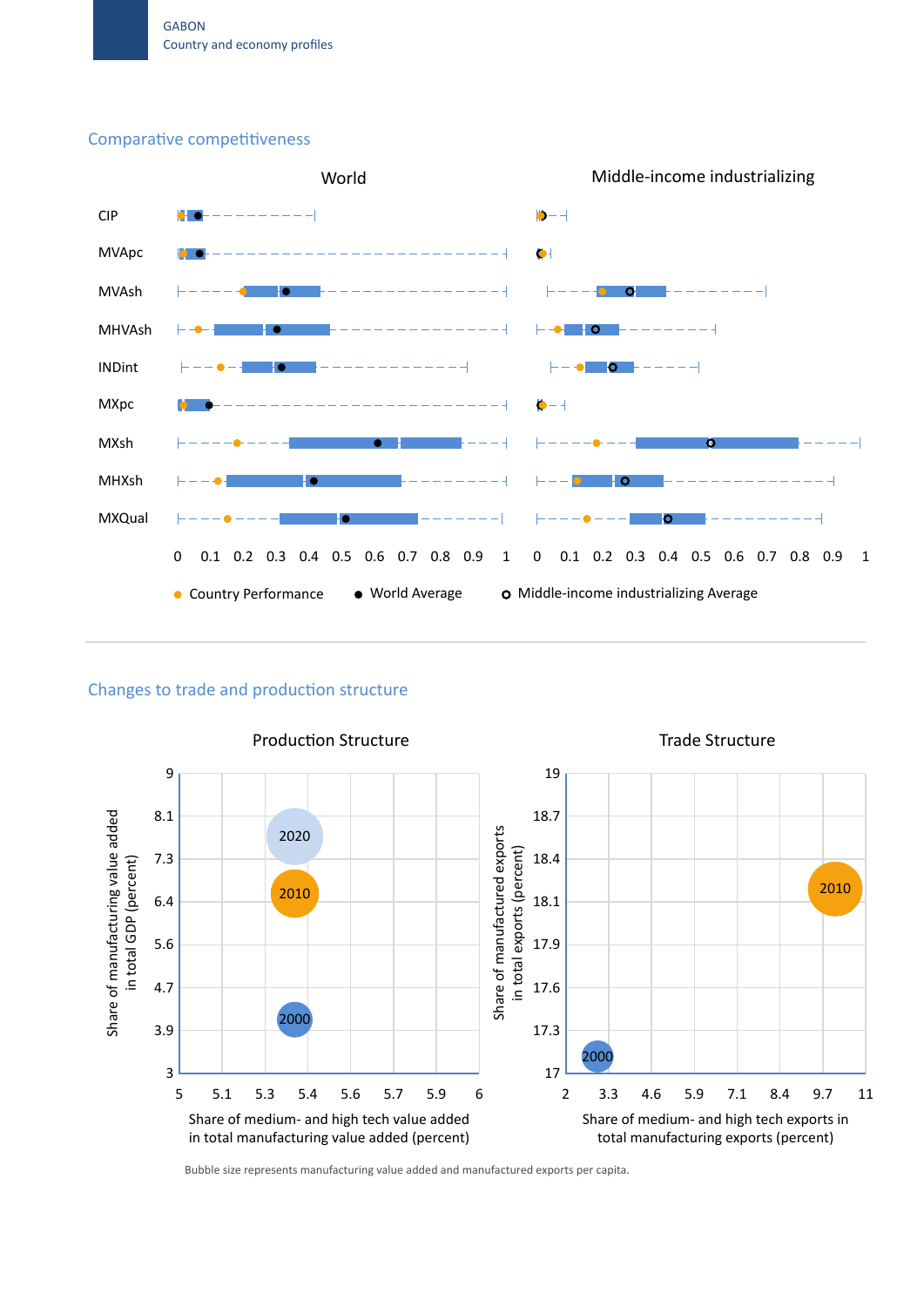## Comparative competitiveness

World

Middle-income industrializing

CIP

MVApc

MVAsh

MHVAsh

INDint

MXpc

MXsh

MHXsh

MXQual

0 0.1 0.2 0.3 0.4 0.5 0.6 0.7 0.8 0.9 1

0 0.1 0.2 0.3 0.4 0.5 0.6 0.7 0.8 0.9 1

Country Performance
World Average
Middle-income industrializing Average

## Changes to trade and production structure

Production Structure

Share of manufacturing value added in total GDP (percent)

9
8.1
7.3
6.4
5.6
4.7
3.9
3

2020
2010
2000

5 5.1 5.3 5.4 5.6 5.7 5.9 6

Share of medium- and high tech value added in total manufacturing value added (percent)

Trade Structure

Share of manufactured exports in total exports (percent)

19
18.7
18.4
18.1
17.9
17.6
17.3
17

2010
2000

2 3.3 4.6 5.9 7.1 8.4 9.7 11

Share of medium- and high tech exports in total manufacturing exports (percent)

Bubble size represents manufacturing value added and manufactured exports per capita.